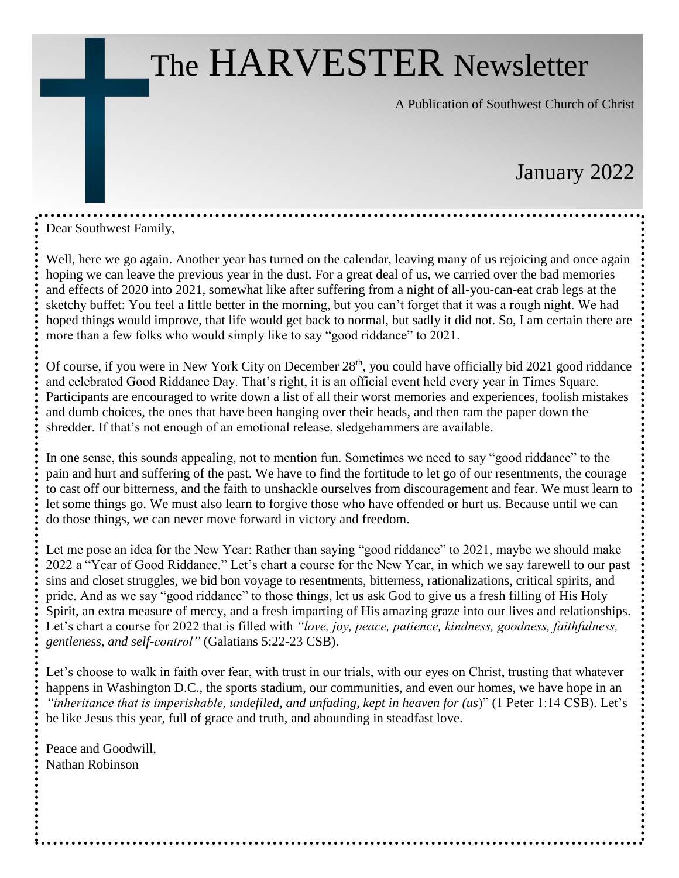# The HARVESTER Newsletter

A Publication of Southwest Church of Christ

January 2022

Dear Southwest Family,

Well, here we go again. Another year has turned on the calendar, leaving many of us rejoicing and once again hoping we can leave the previous year in the dust. For a great deal of us, we carried over the bad memories and effects of 2020 into 2021, somewhat like after suffering from a night of all-you-can-eat crab legs at the sketchy buffet: You feel a little better in the morning, but you can't forget that it was a rough night. We had hoped things would improve, that life would get back to normal, but sadly it did not. So, I am certain there are more than a few folks who would simply like to say "good riddance" to 2021.

Of course, if you were in New York City on December 28th, you could have officially bid 2021 good riddance and celebrated Good Riddance Day. That's right, it is an official event held every year in Times Square. Participants are encouraged to write down a list of all their worst memories and experiences, foolish mistakes and dumb choices, the ones that have been hanging over their heads, and then ram the paper down the shredder. If that's not enough of an emotional release, sledgehammers are available.

In one sense, this sounds appealing, not to mention fun. Sometimes we need to say "good riddance" to the pain and hurt and suffering of the past. We have to find the fortitude to let go of our resentments, the courage to cast off our bitterness, and the faith to unshackle ourselves from discouragement and fear. We must learn to let some things go. We must also learn to forgive those who have offended or hurt us. Because until we can do those things, we can never move forward in victory and freedom.

Let me pose an idea for the New Year: Rather than saying "good riddance" to 2021, maybe we should make 2022 a "Year of Good Riddance." Let's chart a course for the New Year, in which we say farewell to our past sins and closet struggles, we bid bon voyage to resentments, bitterness, rationalizations, critical spirits, and pride. And as we say "good riddance" to those things, let us ask God to give us a fresh filling of His Holy Spirit, an extra measure of mercy, and a fresh imparting of His amazing graze into our lives and relationships. Let's chart a course for 2022 that is filled with *"love, joy, peace, patience, kindness, goodness, faithfulness, gentleness, and self-control"* (Galatians 5:22-23 CSB).

Let's choose to walk in faith over fear, with trust in our trials, with our eyes on Christ, trusting that whatever happens in Washington D.C., the sports stadium, our communities, and even our homes, we have hope in an *"inheritance that is imperishable, undefiled, and unfading, kept in heaven for (us*)" (1 Peter 1:14 CSB). Let's be like Jesus this year, full of grace and truth, and abounding in steadfast love.

Peace and Goodwill,
Nathan Robinson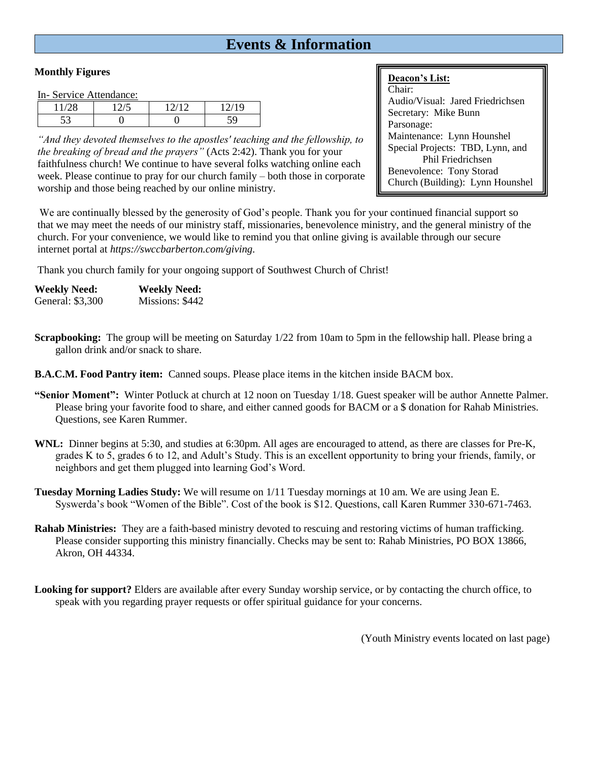# Events & Information

**Monthly Figures**

In- Service Attendance:

| 11/28 | 12/5 | 12/12 | 12/19 |
|---|---|---|---|
| 53 | 0 | 0 | 59 |

*"And they devoted themselves to the apostles' teaching and the fellowship, to the breaking of bread and the prayers"* (Acts 2:42). Thank you for your faithfulness church! We continue to have several folks watching online each week. Please continue to pray for our church family – both those in corporate worship and those being reached by our online ministry.

**Deacon's List:**
Chair:
Audio/Visual: Jared Friedrichsen
Secretary: Mike Bunn
Parsonage:
Maintenance: Lynn Hounshel
Special Projects: TBD, Lynn, and Phil Friedrichsen
Benevolence: Tony Storad
Church (Building): Lynn Hounshel

We are continually blessed by the generosity of God's people. Thank you for your continued financial support so that we may meet the needs of our ministry staff, missionaries, benevolence ministry, and the general ministry of the church. For your convenience, we would like to remind you that online giving is available through our secure internet portal at *https://swccbarberton.com/giving*.

Thank you church family for your ongoing support of Southwest Church of Christ!

| **Weekly Need:** | **Weekly Need:** |
|---|---|
| General: $3,300 | Missions: $442 |

**Scrapbooking:** The group will be meeting on Saturday 1/22 from 10am to 5pm in the fellowship hall. Please bring a gallon drink and/or snack to share.

**B.A.C.M. Food Pantry item:** Canned soups. Please place items in the kitchen inside BACM box.

**"Senior Moment":** Winter Potluck at church at 12 noon on Tuesday 1/18. Guest speaker will be author Annette Palmer. Please bring your favorite food to share, and either canned goods for BACM or a $ donation for Rahab Ministries. Questions, see Karen Rummer.

**WNL:** Dinner begins at 5:30, and studies at 6:30pm. All ages are encouraged to attend, as there are classes for Pre-K, grades K to 5, grades 6 to 12, and Adult's Study. This is an excellent opportunity to bring your friends, family, or neighbors and get them plugged into learning God's Word.

**Tuesday Morning Ladies Study:** We will resume on 1/11 Tuesday mornings at 10 am. We are using Jean E. Syswerda's book "Women of the Bible". Cost of the book is $12. Questions, call Karen Rummer 330-671-7463.

**Rahab Ministries:** They are a faith-based ministry devoted to rescuing and restoring victims of human trafficking. Please consider supporting this ministry financially. Checks may be sent to: Rahab Ministries, PO BOX 13866, Akron, OH 44334.

**Looking for support?** Elders are available after every Sunday worship service, or by contacting the church office, to speak with you regarding prayer requests or offer spiritual guidance for your concerns.

(Youth Ministry events located on last page)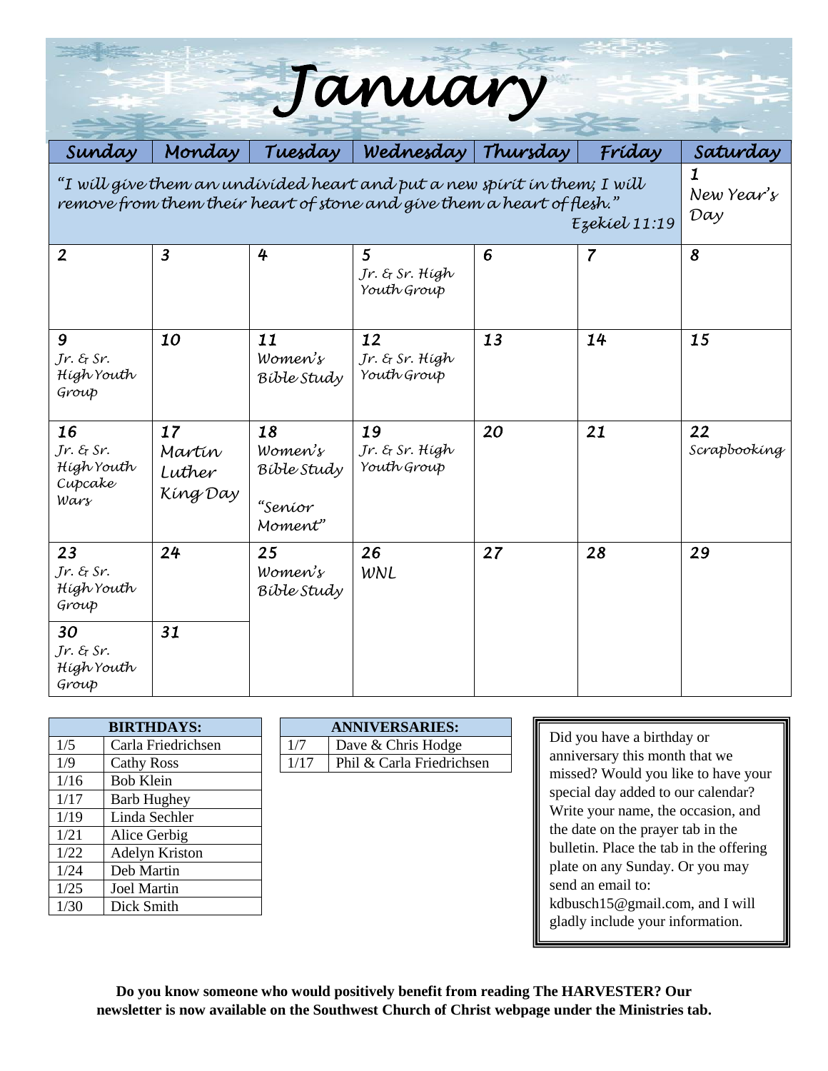# January

| Sunday | Monday | Tuesday | Wednesday | Thursday | Friday | Saturday |
|---|---|---|---|---|---|---|
| "I will give them an undivided heart and put a new spirit in them; I will remove from them their heart of stone and give them a heart of flesh." Ezekiel 11:19 | | | | | | 1 New Year's Day |
| 2 | 3 | 4 | 5 Jr. & Sr. High Youth Group | 6 | 7 | 8 |
| 9 Jr. & Sr. High Youth Group | 10 | 11 Women's Bible Study | 12 Jr. & Sr. High Youth Group | 13 | 14 | 15 |
| 16 Jr. & Sr. High Youth Cupcake Wars | 17 Martin Luther King Day | 18 Women's Bible Study "Senior Moment" | 19 Jr. & Sr. High Youth Group | 20 | 21 | 22 Scrapbooking |
| 23 Jr. & Sr. High Youth Group | 24 | 25 Women's Bible Study | 26 WNL | 27 | 28 | 29 |
| 30 Jr. & Sr. High Youth Group | 31 | | | | | |

| BIRTHDAYS: | |
|---|---|
| 1/5 | Carla Friedrichsen |
| 1/9 | Cathy Ross |
| 1/16 | Bob Klein |
| 1/17 | Barb Hughey |
| 1/19 | Linda Sechler |
| 1/21 | Alice Gerbig |
| 1/22 | Adelyn Kriston |
| 1/24 | Deb Martin |
| 1/25 | Joel Martin |
| 1/30 | Dick Smith |

| ANNIVERSARIES: | |
|---|---|
| 1/7 | Dave & Chris Hodge |
| 1/17 | Phil & Carla Friedrichsen |

Did you have a birthday or anniversary this month that we missed? Would you like to have your special day added to our calendar? Write your name, the occasion, and the date on the prayer tab in the bulletin. Place the tab in the offering plate on any Sunday. Or you may send an email to: kdbusch15@gmail.com, and I will gladly include your information.

**Do you know someone who would positively benefit from reading The HARVESTER? Our newsletter is now available on the Southwest Church of Christ webpage under the Ministries tab.**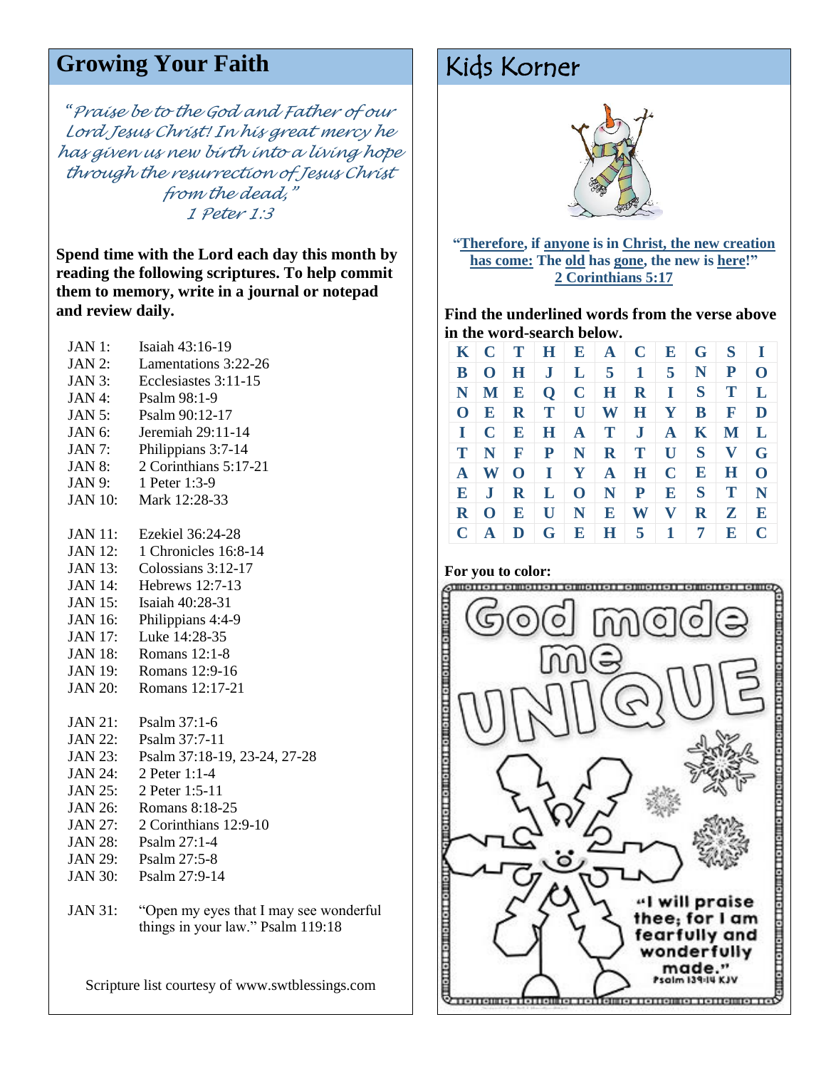## Growing Your Faith

*"Praise be to the God and Father of our Lord Jesus Christ! In his great mercy he has given us new birth into a living hope through the resurrection of Jesus Christ from the dead,"*
*1 Peter 1:3*

**Spend time with the Lord each day this month by reading the following scriptures. To help commit them to memory, write in a journal or notepad and review daily.**

| | |
|---|---|
| JAN 1: | Isaiah 43:16-19 |
| JAN 2: | Lamentations 3:22-26 |
| JAN 3: | Ecclesiastes 3:11-15 |
| JAN 4: | Psalm 98:1-9 |
| JAN 5: | Psalm 90:12-17 |
| JAN 6: | Jeremiah 29:11-14 |
| JAN 7: | Philippians 3:7-14 |
| JAN 8: | 2 Corinthians 5:17-21 |
| JAN 9: | 1 Peter 1:3-9 |
| JAN 10: | Mark 12:28-33 |
| JAN 11: | Ezekiel 36:24-28 |
| JAN 12: | 1 Chronicles 16:8-14 |
| JAN 13: | Colossians 3:12-17 |
| JAN 14: | Hebrews 12:7-13 |
| JAN 15: | Isaiah 40:28-31 |
| JAN 16: | Philippians 4:4-9 |
| JAN 17: | Luke 14:28-35 |
| JAN 18: | Romans 12:1-8 |
| JAN 19: | Romans 12:9-16 |
| JAN 20: | Romans 12:17-21 |
| JAN 21: | Psalm 37:1-6 |
| JAN 22: | Psalm 37:7-11 |
| JAN 23: | Psalm 37:18-19, 23-24, 27-28 |
| JAN 24: | 2 Peter 1:1-4 |
| JAN 25: | 2 Peter 1:5-11 |
| JAN 26: | Romans 8:18-25 |
| JAN 27: | 2 Corinthians 12:9-10 |
| JAN 28: | Psalm 27:1-4 |
| JAN 29: | Psalm 27:5-8 |
| JAN 30: | Psalm 27:9-14 |
| JAN 31: | "Open my eyes that I may see wonderful things in your law." Psalm 119:18 |

Scripture list courtesy of www.swtblessings.com

## Kids Korner

**"Therefore, if anyone is in Christ, the new creation has come: The old has gone, the new is here!"**
**2 Corinthians 5:17**

**Find the underlined words from the verse above in the word-search below.**

| | | | | | | | | | | |
|---|---|---|---|---|---|---|---|---|---|---|
| K | C | T | H | E | A | C | E | G | S | I |
| B | O | H | J | L | 5 | 1 | 5 | N | P | O |
| N | M | E | Q | C | H | R | I | S | T | L |
| O | E | R | T | U | W | H | Y | B | F | D |
| I | C | E | H | A | T | J | A | K | M | L |
| T | N | F | P | N | R | T | U | S | V | G |
| A | W | O | I | Y | A | H | C | E | H | O |
| E | J | R | L | O | N | P | E | S | T | N |
| R | O | E | U | N | E | W | V | R | Z | E |
| C | A | D | G | E | H | 5 | 1 | 7 | E | C |

**For you to color:**

God made me UNIQUE

"I will praise thee; for I am fearfully and wonderfully made." Psalm 139:14 KJV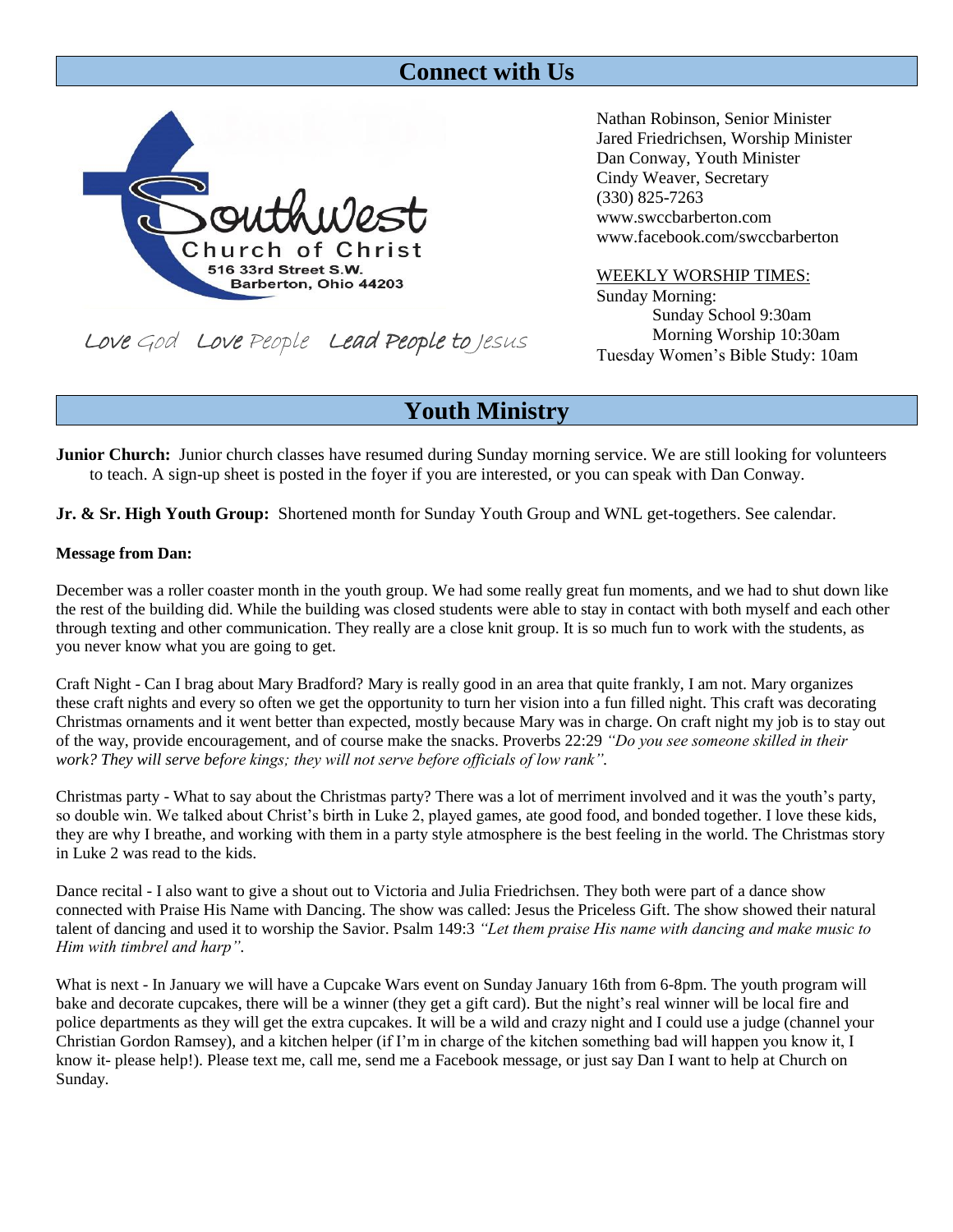## Connect with Us

Southwest Church of Christ
516 33rd Street S.W.
Barberton, Ohio 44203

Love God Love People Lead People to Jesus

Nathan Robinson, Senior Minister
Jared Friedrichsen, Worship Minister
Dan Conway, Youth Minister
Cindy Weaver, Secretary
(330) 825-7263
www.swccbarberton.com
www.facebook.com/swccbarberton

WEEKLY WORSHIP TIMES:
Sunday Morning:
Sunday School 9:30am
Morning Worship 10:30am
Tuesday Women's Bible Study: 10am

## Youth Ministry

**Junior Church:** Junior church classes have resumed during Sunday morning service. We are still looking for volunteers to teach. A sign-up sheet is posted in the foyer if you are interested, or you can speak with Dan Conway.

**Jr. & Sr. High Youth Group:** Shortened month for Sunday Youth Group and WNL get-togethers. See calendar.

**Message from Dan:**

December was a roller coaster month in the youth group. We had some really great fun moments, and we had to shut down like the rest of the building did. While the building was closed students were able to stay in contact with both myself and each other through texting and other communication. They really are a close knit group. It is so much fun to work with the students, as you never know what you are going to get.

Craft Night - Can I brag about Mary Bradford? Mary is really good in an area that quite frankly, I am not. Mary organizes these craft nights and every so often we get the opportunity to turn her vision into a fun filled night. This craft was decorating Christmas ornaments and it went better than expected, mostly because Mary was in charge. On craft night my job is to stay out of the way, provide encouragement, and of course make the snacks. Proverbs 22:29 *"Do you see someone skilled in their work? They will serve before kings; they will not serve before officials of low rank".*

Christmas party - What to say about the Christmas party? There was a lot of merriment involved and it was the youth's party, so double win. We talked about Christ's birth in Luke 2, played games, ate good food, and bonded together. I love these kids, they are why I breathe, and working with them in a party style atmosphere is the best feeling in the world. The Christmas story in Luke 2 was read to the kids.

Dance recital - I also want to give a shout out to Victoria and Julia Friedrichsen. They both were part of a dance show connected with Praise His Name with Dancing. The show was called: Jesus the Priceless Gift. The show showed their natural talent of dancing and used it to worship the Savior. Psalm 149:3 *"Let them praise His name with dancing and make music to Him with timbrel and harp".*

What is next - In January we will have a Cupcake Wars event on Sunday January 16th from 6-8pm. The youth program will bake and decorate cupcakes, there will be a winner (they get a gift card). But the night's real winner will be local fire and police departments as they will get the extra cupcakes. It will be a wild and crazy night and I could use a judge (channel your Christian Gordon Ramsey), and a kitchen helper (if I'm in charge of the kitchen something bad will happen you know it, I know it- please help!). Please text me, call me, send me a Facebook message, or just say Dan I want to help at Church on Sunday.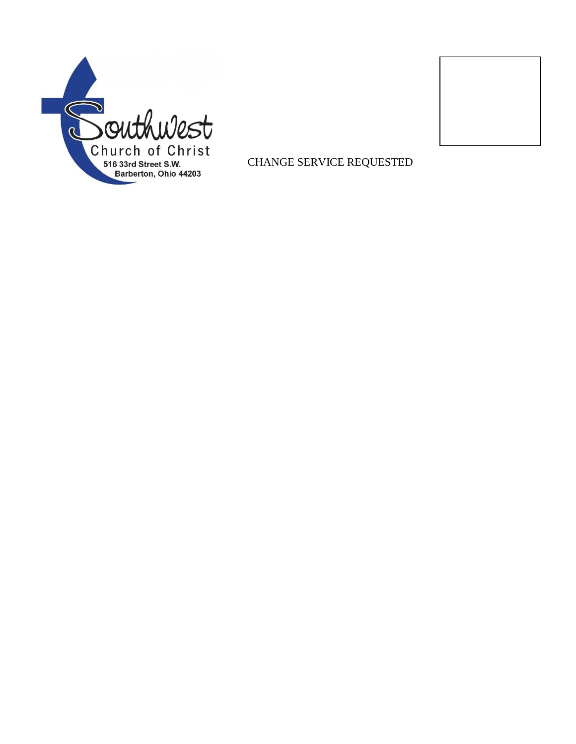Southwest

Church of Christ

516 33rd Street S.W.

Barberton, Ohio 44203

CHANGE SERVICE REQUESTED